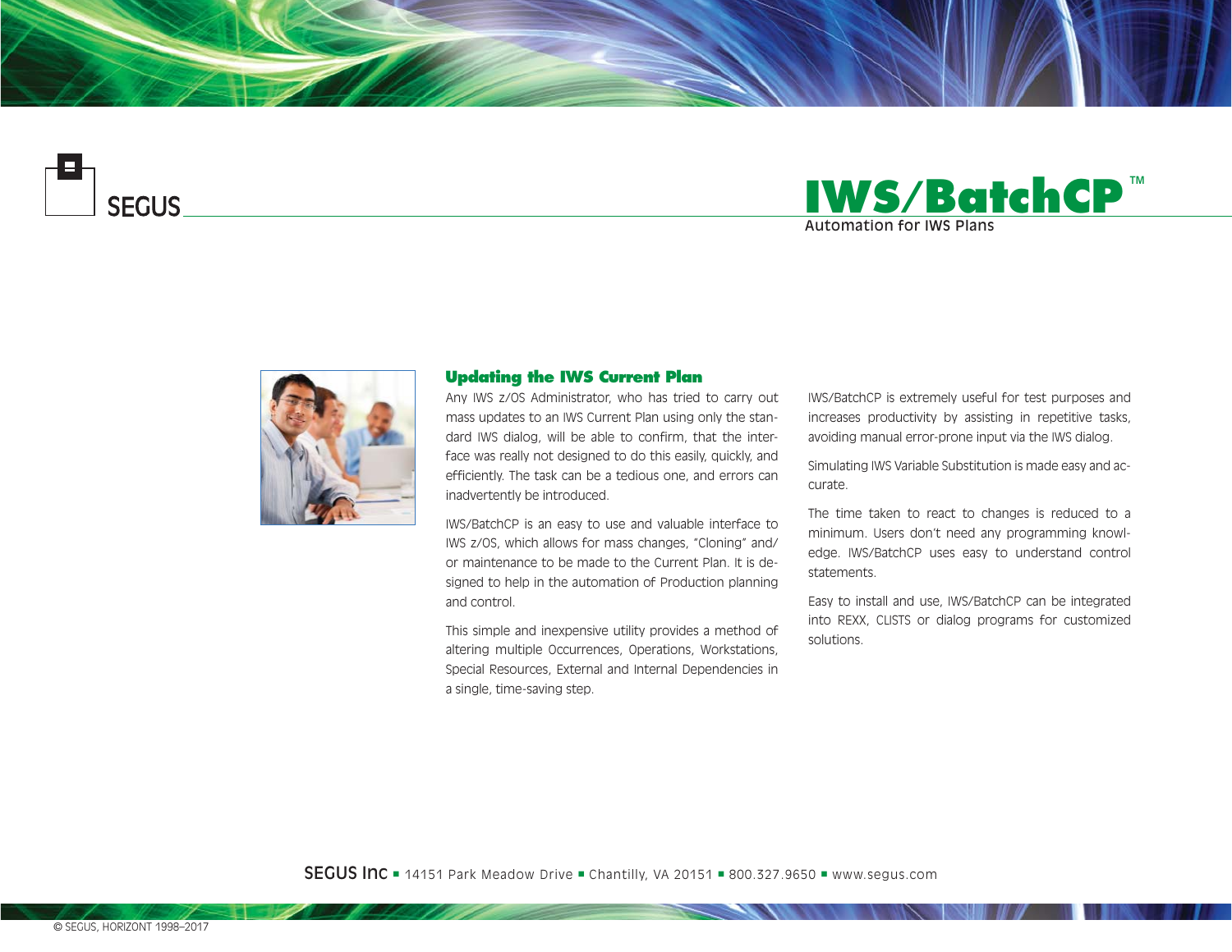SEGUS

# IWS/BatchCP™

Automation for IWS Plans

## Updating the IWS Current Plan

Any IWS z/OS Administrator, who has tried to carry out mass updates to an IWS Current Plan using only the standard IWS dialog, will be able to confirm, that the interface was really not designed to do this easily, quickly, and efficiently. The task can be a tedious one, and errors can inadvertently be introduced.

IWS/BatchCP is an easy to use and valuable interface to IWS z/OS, which allows for mass changes, "Cloning" and/or maintenance to be made to the Current Plan. It is designed to help in the automation of Production planning and control.

This simple and inexpensive utility provides a method of altering multiple Occurrences, Operations, Workstations, Special Resources, External and Internal Dependencies in a single, time-saving step.

IWS/BatchCP is extremely useful for test purposes and increases productivity by assisting in repetitive tasks, avoiding manual error-prone input via the IWS dialog.

Simulating IWS Variable Substitution is made easy and accurate.

The time taken to react to changes is reduced to a minimum. Users don't need any programming knowledge. IWS/BatchCP uses easy to understand control statements.

Easy to install and use, IWS/BatchCP can be integrated into REXX, CLISTS or dialog programs for customized solutions.

SEGUS Inc ▪ 14151 Park Meadow Drive ▪ Chantilly, VA 20151 ▪ 800.327.9650 ▪ www.segus.com

© SEGUS, HORIZONT 1998–2017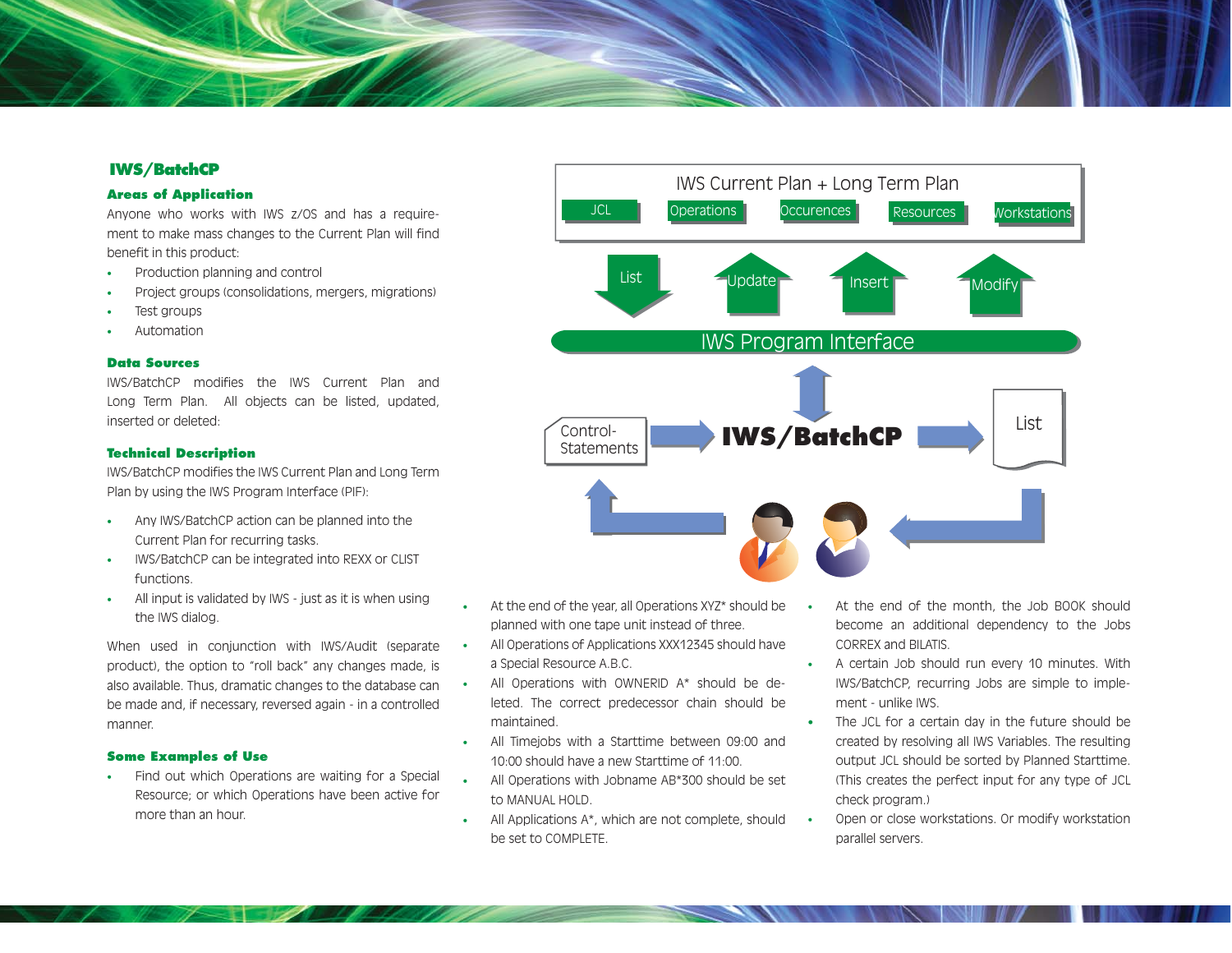## IWS/BatchCP

### Areas of Application

Anyone who works with IWS z/OS and has a requirement to make mass changes to the Current Plan will find benefit in this product:

- Production planning and control
- Project groups (consolidations, mergers, migrations)
- Test groups
- Automation

### Data Sources

IWS/BatchCP modifies the IWS Current Plan and Long Term Plan. All objects can be listed, updated, inserted or deleted:

### Technical Description

IWS/BatchCP modifies the IWS Current Plan and Long Term Plan by using the IWS Program Interface (PIF):

- Any IWS/BatchCP action can be planned into the Current Plan for recurring tasks.
- IWS/BatchCP can be integrated into REXX or CLIST functions.
- All input is validated by IWS - just as it is when using the IWS dialog.

When used in conjunction with IWS/Audit (separate product), the option to "roll back" any changes made, is also available. Thus, dramatic changes to the database can be made and, if necessary, reversed again - in a controlled manner.

### Some Examples of Use

- Find out which Operations are waiting for a Special Resource; or which Operations have been active for more than an hour.
- At the end of the year, all Operations XYZ* should be planned with one tape unit instead of three.
- All Operations of Applications XXX12345 should have a Special Resource A.B.C.
- All Operations with OWNERID A* should be deleted. The correct predecessor chain should be maintained.
- All Timejobs with a Starttime between 09:00 and 10:00 should have a new Starttime of 11:00.
- All Operations with Jobname AB*300 should be set to MANUAL HOLD.
- All Applications A*, which are not complete, should be set to COMPLETE.
- At the end of the month, the Job BOOK should become an additional dependency to the Jobs CORREX and BILATIS.
- A certain Job should run every 10 minutes. With IWS/BatchCP, recurring Jobs are simple to implement - unlike IWS.
- The JCL for a certain day in the future should be created by resolving all IWS Variables. The resulting output JCL should be sorted by Planned Starttime. (This creates the perfect input for any type of JCL check program.)
- Open or close workstations. Or modify workstation parallel servers.

IWS Current Plan + Long Term Plan

JCL

Operations

Occurences

Resources

Workstations

List

Update

Insert

Modify

IWS Program Interface

Control-Statements

IWS/BatchCP

List